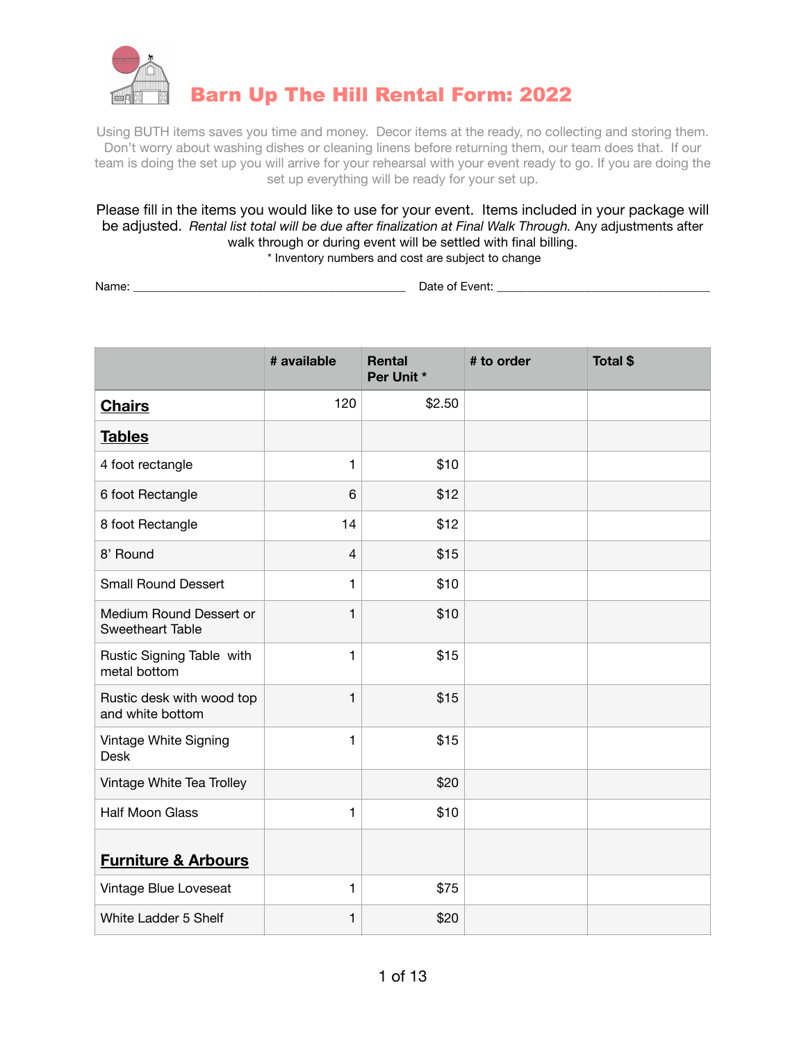# Barn Up The Hill Rental Form: 2022

Using BUTH items saves you time and money. Decor items at the ready, no collecting and storing them. Don't worry about washing dishes or cleaning linens before returning them, our team does that. If our team is doing the set up you will arrive for your rehearsal with your event ready to go. If you are doing the set up everything will be ready for your set up.

Please fill in the items you would like to use for your event. Items included in your package will be adjusted. *Rental list total will be due after finalization at Final Walk Through.* Any adjustments after walk through or during event will be settled with final billing.

\* Inventory numbers and cost are subject to change

Name: ___________________________________________ Date of Event: __________________________________

| | # available | Rental Per Unit * | # to order | Total $ |
|---|---|---|---|---|
| **Chairs** | 120 | $2.50 | | |
| **Tables** | | | | |
| 4 foot rectangle | 1 | $10 | | |
| 6 foot Rectangle | 6 | $12 | | |
| 8 foot Rectangle | 14 | $12 | | |
| 8' Round | 4 | $15 | | |
| Small Round Dessert | 1 | $10 | | |
| Medium Round Dessert or Sweetheart Table | 1 | $10 | | |
| Rustic Signing Table with metal bottom | 1 | $15 | | |
| Rustic desk with wood top and white bottom | 1 | $15 | | |
| Vintage White Signing Desk | 1 | $15 | | |
| Vintage White Tea Trolley | | $20 | | |
| Half Moon Glass | 1 | $10 | | |
| **Furniture & Arbours** | | | | |
| Vintage Blue Loveseat | 1 | $75 | | |
| White Ladder 5 Shelf | 1 | $20 | | |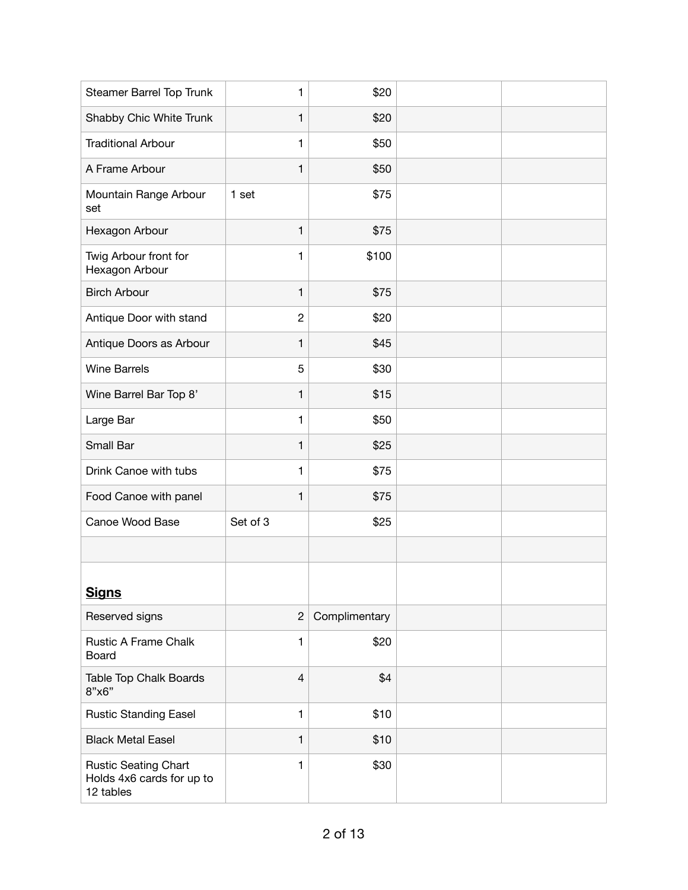| | | | | |
|---|---|---|---|---|
| Steamer Barrel Top Trunk | 1 | $20 | | |
| Shabby Chic White Trunk | 1 | $20 | | |
| Traditional Arbour | 1 | $50 | | |
| A Frame Arbour | 1 | $50 | | |
| Mountain Range Arbour set | 1 set | $75 | | |
| Hexagon Arbour | 1 | $75 | | |
| Twig Arbour front for Hexagon Arbour | 1 | $100 | | |
| Birch Arbour | 1 | $75 | | |
| Antique Door with stand | 2 | $20 | | |
| Antique Doors as Arbour | 1 | $45 | | |
| Wine Barrels | 5 | $30 | | |
| Wine Barrel Bar Top 8’ | 1 | $15 | | |
| Large Bar | 1 | $50 | | |
| Small Bar | 1 | $25 | | |
| Drink Canoe with tubs | 1 | $75 | | |
| Food Canoe with panel | 1 | $75 | | |
| Canoe Wood Base | Set of 3 | $25 | | |
| | | | | |
| **<u>Signs</u>** | | | | |
| Reserved signs | 2 | Complimentary | | |
| Rustic A Frame Chalk Board | 1 | $20 | | |
| Table Top Chalk Boards 8”x6” | 4 | $4 | | |
| Rustic Standing Easel | 1 | $10 | | |
| Black Metal Easel | 1 | $10 | | |
| Rustic Seating Chart Holds 4x6 cards for up to 12 tables | 1 | $30 | | |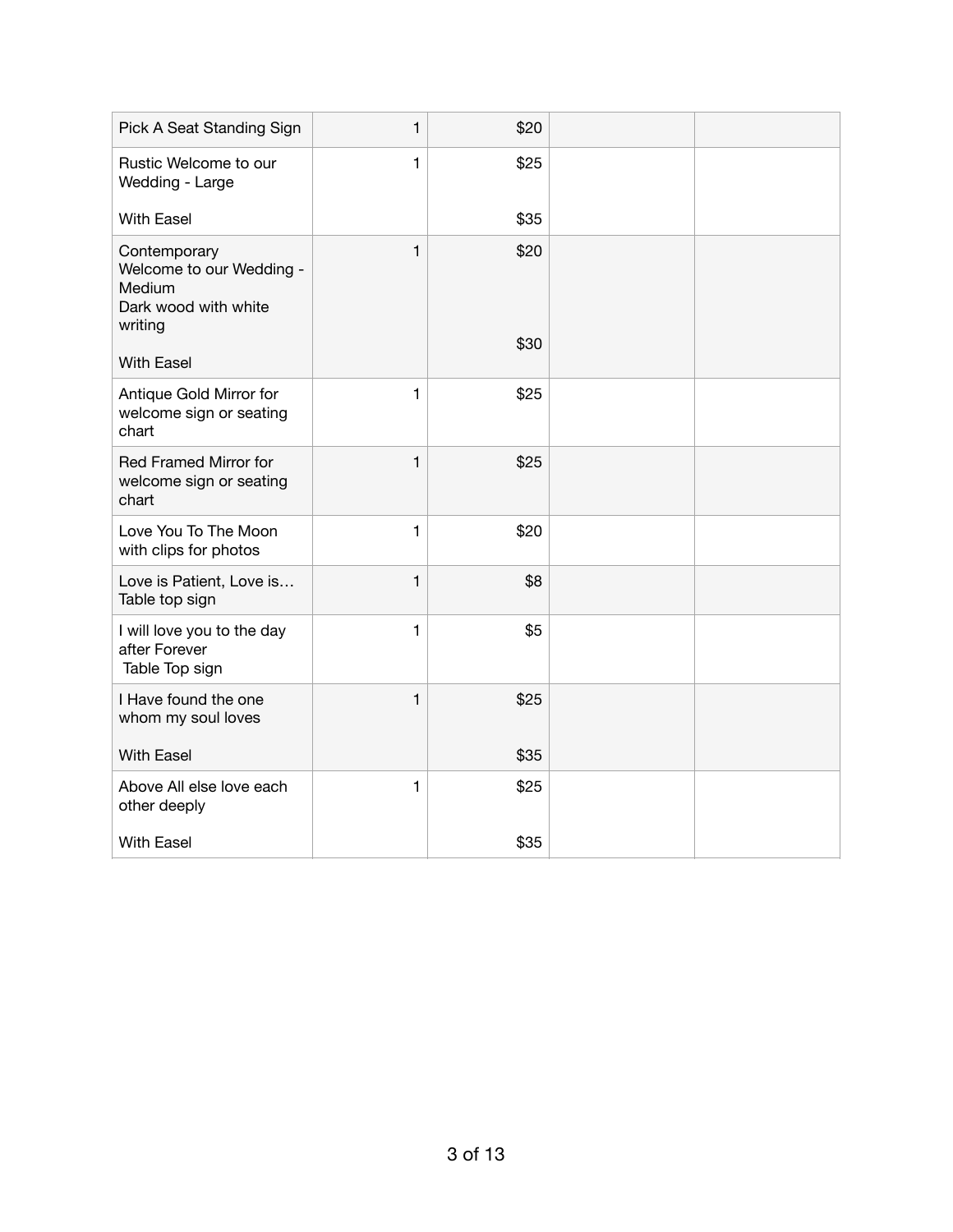| | | | | |
|---|---|---|---|---|
| Pick A Seat Standing Sign | 1 | $20 | | |
| Rustic Welcome to our Wedding - Large<br><br>With Easel | 1 | $25<br><br>$35 | | |
| Contemporary Welcome to our Wedding - Medium<br>Dark wood with white writing<br><br>With Easel | 1 | $20<br><br>$30 | | |
| Antique Gold Mirror for welcome sign or seating chart | 1 | $25 | | |
| Red Framed Mirror for welcome sign or seating chart | 1 | $25 | | |
| Love You To The Moon with clips for photos | 1 | $20 | | |
| Love is Patient, Love is… Table top sign | 1 | $8 | | |
| I will love you to the day after Forever<br>Table Top sign | 1 | $5 | | |
| I Have found the one whom my soul loves<br><br>With Easel | 1 | $25<br><br>$35 | | |
| Above All else love each other deeply<br><br>With Easel | 1 | $25<br><br>$35 | | |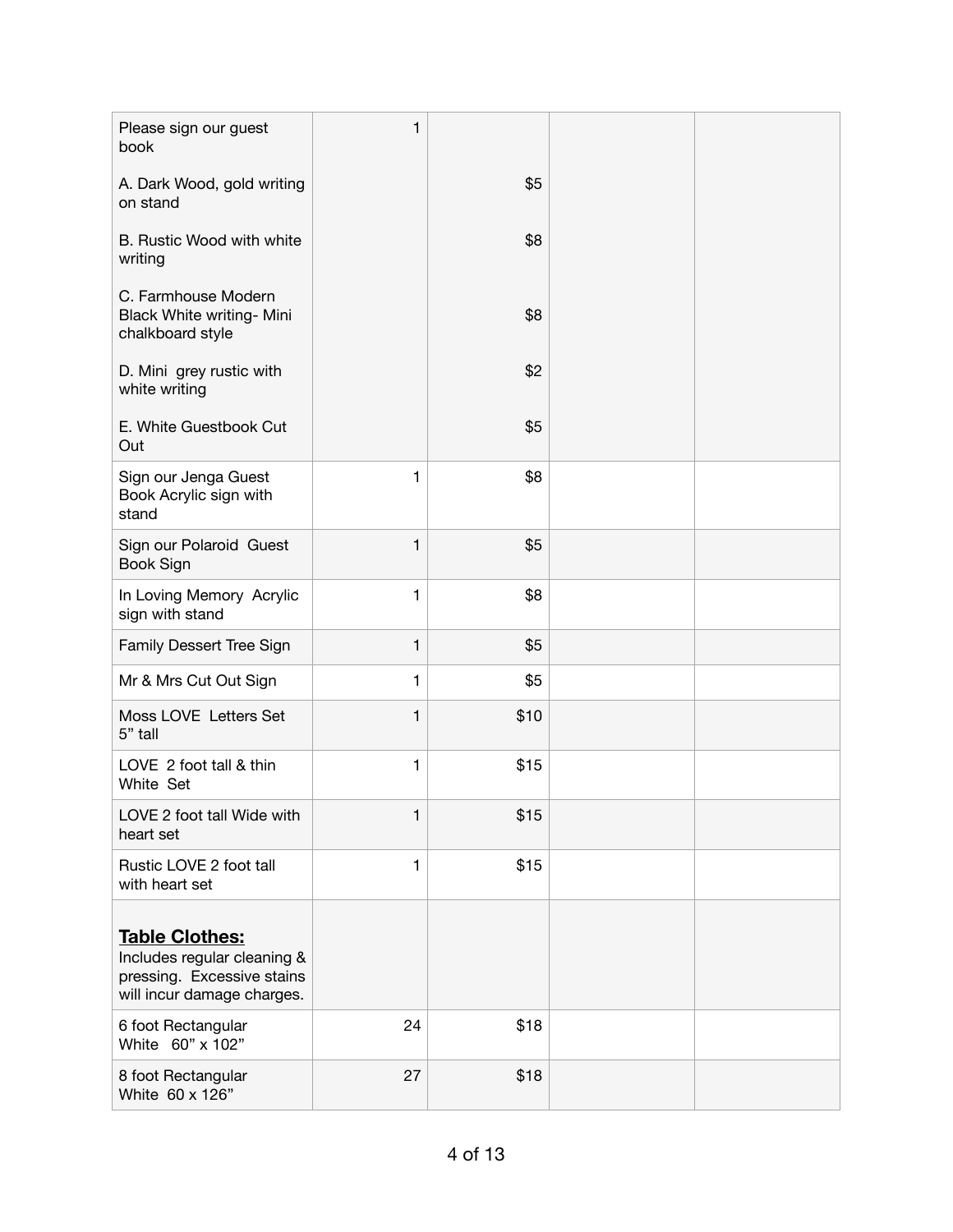| | | | | |
|---|---|---|---|---|
| Please sign our guest book<br><br>A. Dark Wood, gold writing on stand<br><br>B. Rustic Wood with white writing<br><br>C. Farmhouse Modern Black White writing- Mini chalkboard style<br><br>D. Mini grey rustic with white writing<br><br>E. White Guestbook Cut Out | 1 | <br><br>$5<br><br>$8<br><br>$8<br><br>$2<br><br>$5 | | |
| Sign our Jenga Guest Book Acrylic sign with stand | 1 | $8 | | |
| Sign our Polaroid Guest Book Sign | 1 | $5 | | |
| In Loving Memory Acrylic sign with stand | 1 | $8 | | |
| Family Dessert Tree Sign | 1 | $5 | | |
| Mr & Mrs Cut Out Sign | 1 | $5 | | |
| Moss LOVE Letters Set 5" tall | 1 | $10 | | |
| LOVE 2 foot tall & thin White Set | 1 | $15 | | |
| LOVE 2 foot tall Wide with heart set | 1 | $15 | | |
| Rustic LOVE 2 foot tall with heart set | 1 | $15 | | |
| **<u>Table Clothes:</u>**<br>Includes regular cleaning & pressing. Excessive stains will incur damage charges. | | | | |
| 6 foot Rectangular White 60" x 102" | 24 | $18 | | |
| 8 foot Rectangular White 60 x 126" | 27 | $18 | | |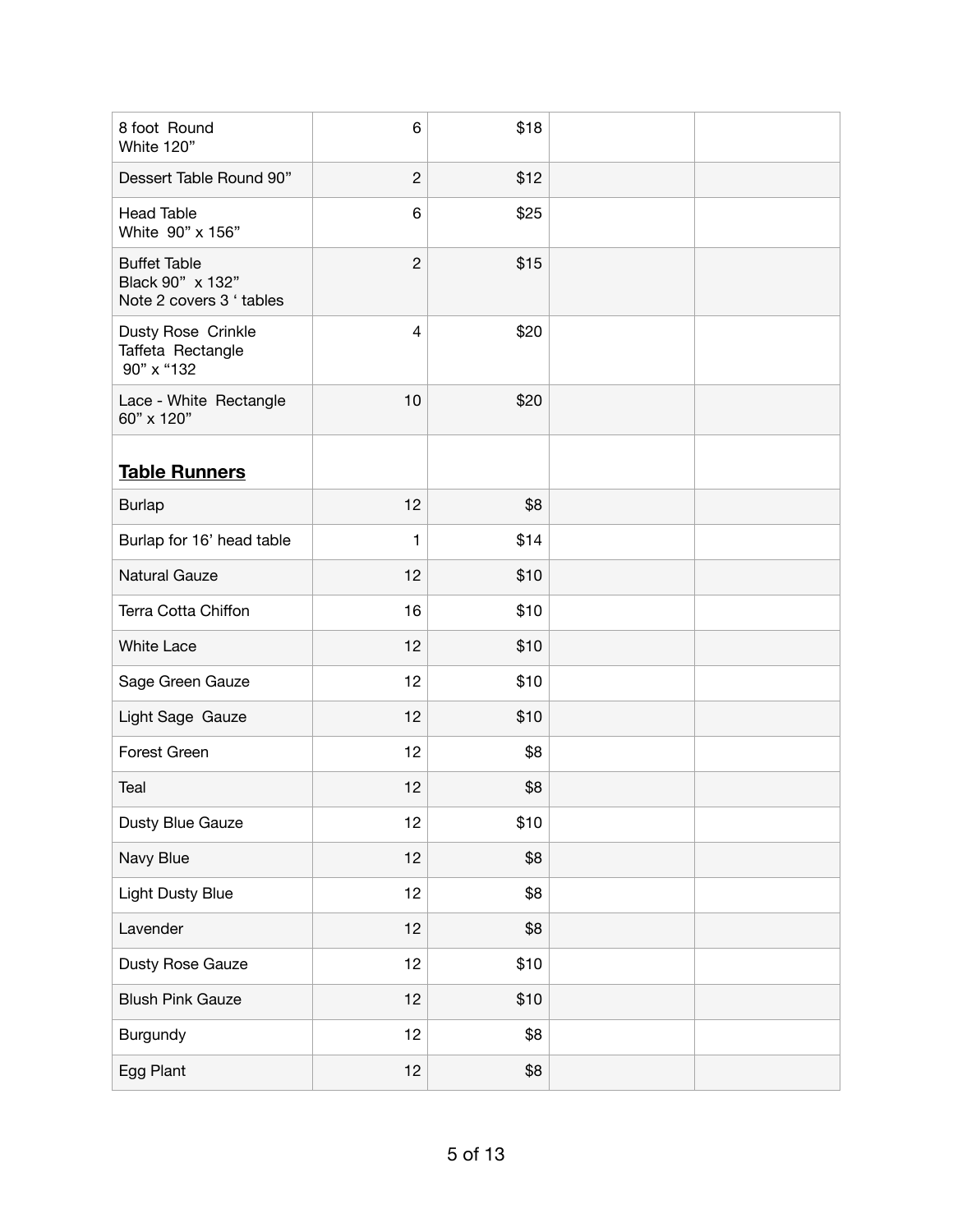| | | | | |
|---|---|---|---|---|
| 8 foot Round<br>White 120” | 6 | $18 | | |
| Dessert Table Round 90” | 2 | $12 | | |
| Head Table<br>White 90” x 156” | 6 | $25 | | |
| Buffet Table<br>Black 90” x 132”<br>Note 2 covers 3 ‘ tables | 2 | $15 | | |
| Dusty Rose Crinkle Taffeta Rectangle<br>90” x “132 | 4 | $20 | | |
| Lace - White Rectangle<br>60” x 120” | 10 | $20 | | |
| **<u>Table Runners</u>** | | | | |
| Burlap | 12 | $8 | | |
| Burlap for 16’ head table | 1 | $14 | | |
| Natural Gauze | 12 | $10 | | |
| Terra Cotta Chiffon | 16 | $10 | | |
| White Lace | 12 | $10 | | |
| Sage Green Gauze | 12 | $10 | | |
| Light Sage Gauze | 12 | $10 | | |
| Forest Green | 12 | $8 | | |
| Teal | 12 | $8 | | |
| Dusty Blue Gauze | 12 | $10 | | |
| Navy Blue | 12 | $8 | | |
| Light Dusty Blue | 12 | $8 | | |
| Lavender | 12 | $8 | | |
| Dusty Rose Gauze | 12 | $10 | | |
| Blush Pink Gauze | 12 | $10 | | |
| Burgundy | 12 | $8 | | |
| Egg Plant | 12 | $8 | | |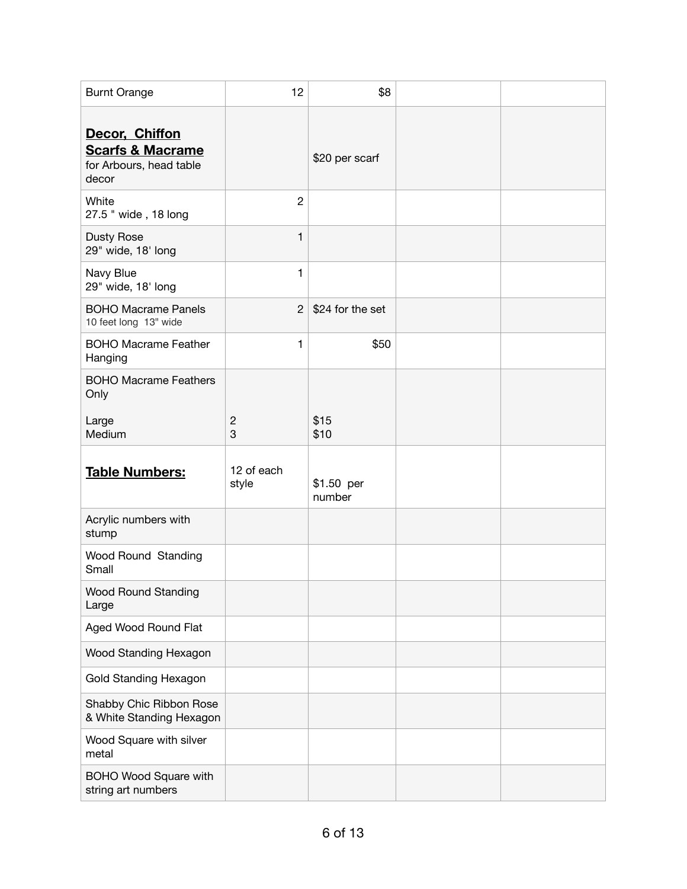| Burnt Orange | 12 | $8 | | |
|---|---|---|---|---|
| **<u>Decor, Chiffon Scarfs & Macrame</u>** for Arbours, head table decor | | $20 per scarf | | |
| White 27.5 " wide , 18 long | 2 | | | |
| Dusty Rose 29" wide, 18' long | 1 | | | |
| Navy Blue 29" wide, 18' long | 1 | | | |
| BOHO Macrame Panels 10 feet long 13" wide | 2 | $24 for the set | | |
| BOHO Macrame Feather Hanging | 1 | $50 | | |
| BOHO Macrame Feathers Only<br><br>Large<br>Medium | <br><br>2<br>3 | <br><br>$15<br>$10 | | |
| **<u>Table Numbers:</u>** | 12 of each style | $1.50 per number | | |
| Acrylic numbers with stump | | | | |
| Wood Round Standing Small | | | | |
| Wood Round Standing Large | | | | |
| Aged Wood Round Flat | | | | |
| Wood Standing Hexagon | | | | |
| Gold Standing Hexagon | | | | |
| Shabby Chic Ribbon Rose & White Standing Hexagon | | | | |
| Wood Square with silver metal | | | | |
| BOHO Wood Square with string art numbers | | | | |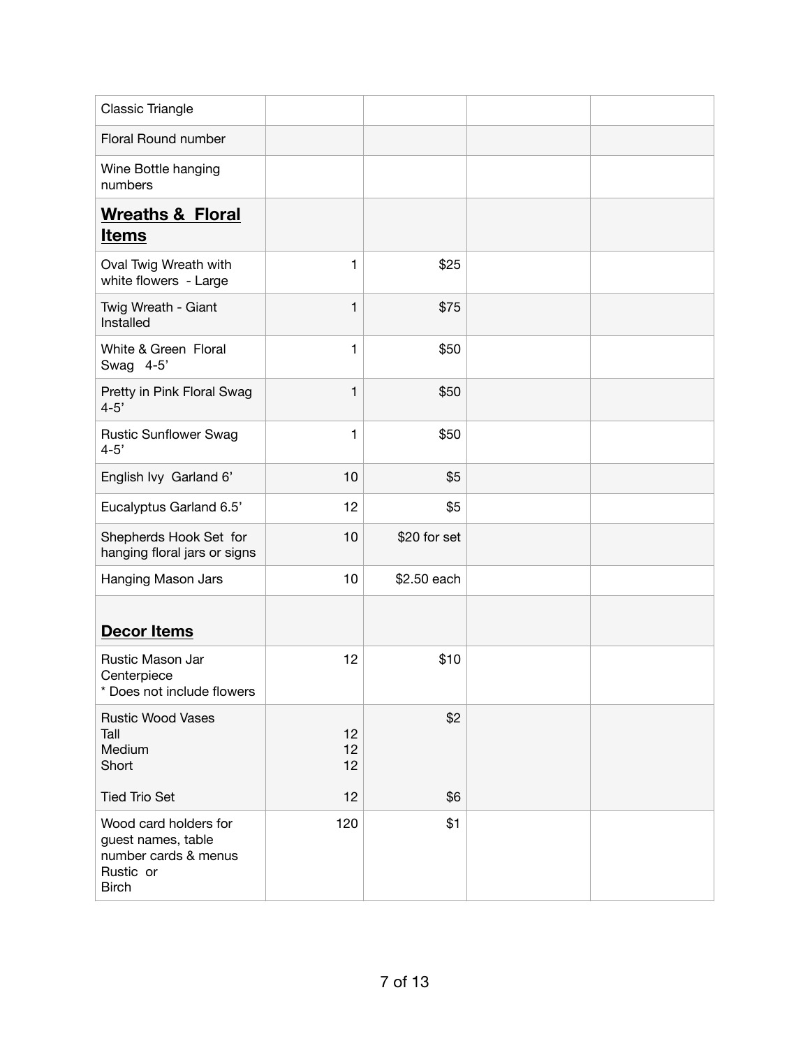| | | | | |
|---|---|---|---|---|
| Classic Triangle | | | | |
| Floral Round number | | | | |
| Wine Bottle hanging numbers | | | | |
| **<u>Wreaths & Floral Items</u>** | | | | |
| Oval Twig Wreath with white flowers - Large | 1 | $25 | | |
| Twig Wreath - Giant Installed | 1 | $75 | | |
| White & Green Floral Swag 4-5’ | 1 | $50 | | |
| Pretty in Pink Floral Swag 4-5’ | 1 | $50 | | |
| Rustic Sunflower Swag 4-5’ | 1 | $50 | | |
| English Ivy Garland 6’ | 10 | $5 | | |
| Eucalyptus Garland 6.5’ | 12 | $5 | | |
| Shepherds Hook Set for hanging floral jars or signs | 10 | $20 for set | | |
| Hanging Mason Jars | 10 | $2.50 each | | |
| **<u>Decor Items</u>** | | | | |
| Rustic Mason Jar Centerpiece<br>* Does not include flowers | 12 | $10 | | |
| Rustic Wood Vases<br>Tall<br>Medium<br>Short<br><br>Tied Trio Set | <br>12<br>12<br>12<br><br>12 | $2<br><br><br><br><br>$6 | | |
| Wood card holders for guest names, table number cards & menus<br>Rustic or<br>Birch | 120 | $1 | | |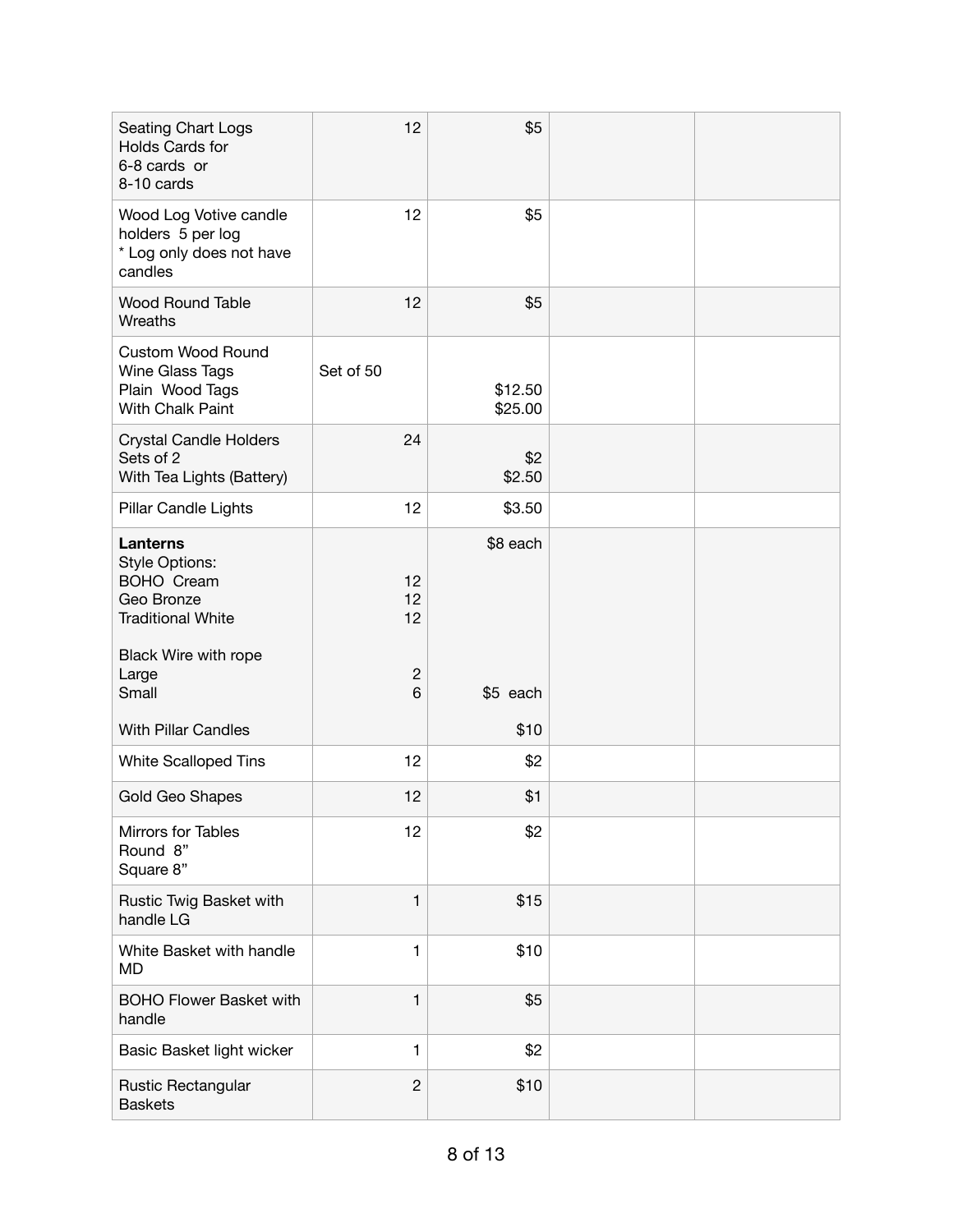| | | | | |
|---|---|---|---|---|
| Seating Chart Logs<br>Holds Cards for<br>6-8 cards or<br>8-10 cards | 12 | $5 | | |
| Wood Log Votive candle holders 5 per log<br>* Log only does not have candles | 12 | $5 | | |
| Wood Round Table Wreaths | 12 | $5 | | |
| Custom Wood Round Wine Glass Tags<br>Plain Wood Tags<br>With Chalk Paint | Set of 50 | <br><br>$12.50<br>$25.00 | | |
| Crystal Candle Holders<br>Sets of 2<br>With Tea Lights (Battery) | 24 | <br>$2<br>$2.50 | | |
| Pillar Candle Lights | 12 | $3.50 | | |
| **Lanterns**<br>Style Options:<br>BOHO Cream<br>Geo Bronze<br>Traditional White<br><br>Black Wire with rope<br>Large<br>Small<br><br>With Pillar Candles | <br><br>12<br>12<br>12<br><br><br>2<br>6 | $8 each<br><br><br><br><br><br><br><br>$5 each<br><br>$10 | | |
| White Scalloped Tins | 12 | $2 | | |
| Gold Geo Shapes | 12 | $1 | | |
| Mirrors for Tables<br>Round 8”<br>Square 8” | 12 | $2 | | |
| Rustic Twig Basket with handle LG | 1 | $15 | | |
| White Basket with handle MD | 1 | $10 | | |
| BOHO Flower Basket with handle | 1 | $5 | | |
| Basic Basket light wicker | 1 | $2 | | |
| Rustic Rectangular Baskets | 2 | $10 | | |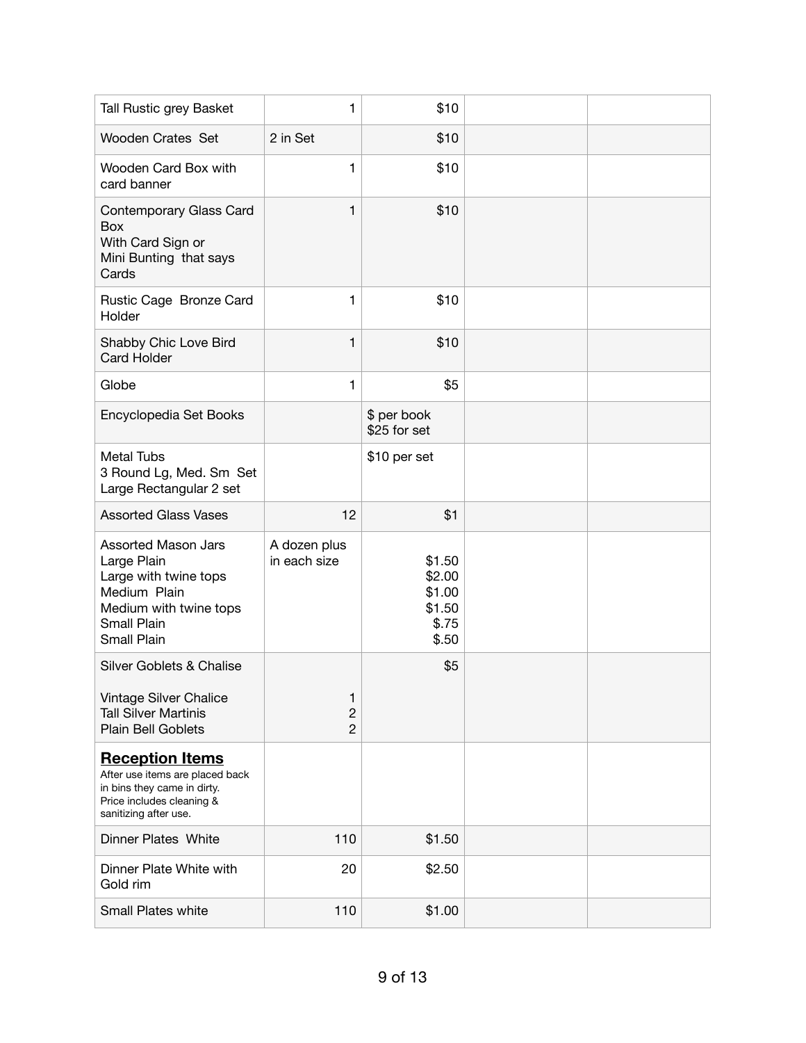| Tall Rustic grey Basket | 1 | $10 | | |
|---|---|---|---|---|
| Wooden Crates Set | 2 in Set | $10 | | |
| Wooden Card Box with card banner | 1 | $10 | | |
| Contemporary Glass Card Box<br>With Card Sign or<br>Mini Bunting that says Cards | 1 | $10 | | |
| Rustic Cage Bronze Card Holder | 1 | $10 | | |
| Shabby Chic Love Bird Card Holder | 1 | $10 | | |
| Globe | 1 | $5 | | |
| Encyclopedia Set Books | | $ per book<br>$25 for set | | |
| Metal Tubs<br>3 Round Lg, Med. Sm Set<br>Large Rectangular 2 set | | $10 per set | | |
| Assorted Glass Vases | 12 | $1 | | |
| Assorted Mason Jars<br>Large Plain<br>Large with twine tops<br>Medium Plain<br>Medium with twine tops<br>Small Plain<br>Small Plain | A dozen plus in each size | <br>$1.50<br>$2.00<br>$1.00<br>$1.50<br>$.75<br>$.50 | | |
| Silver Goblets & Chalise<br><br>Vintage Silver Chalice<br>Tall Silver Martinis<br>Plain Bell Goblets | <br><br>1<br>2<br>2 | $5 | | |
| **Reception Items**<br>After use items are placed back in bins they came in dirty. Price includes cleaning & sanitizing after use. | | | | |
| Dinner Plates White | 110 | $1.50 | | |
| Dinner Plate White with Gold rim | 20 | $2.50 | | |
| Small Plates white | 110 | $1.00 | | |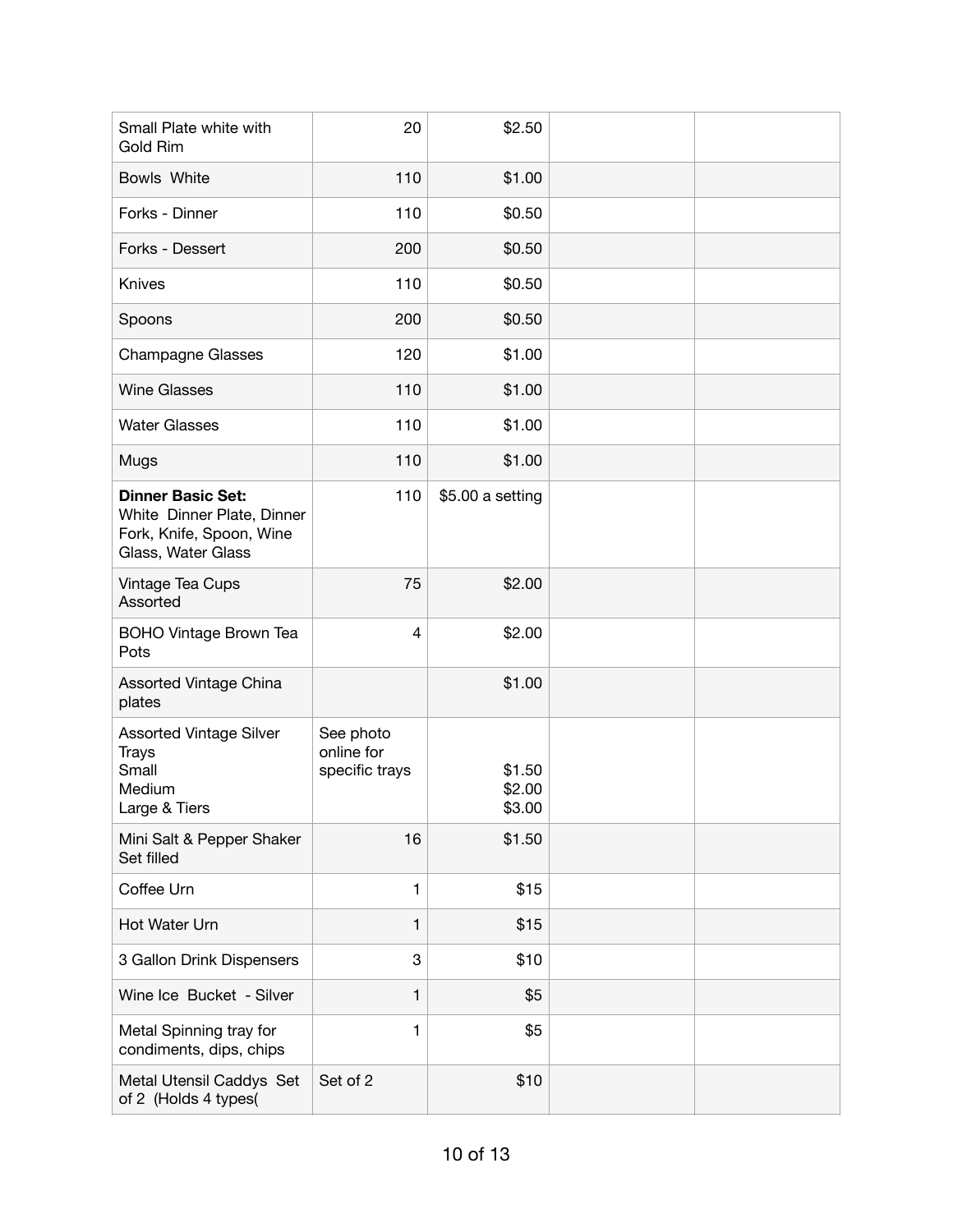| | | | | |
|---|---|---|---|---|
| Small Plate white with Gold Rim | 20 | $2.50 | | |
| Bowls White | 110 | $1.00 | | |
| Forks - Dinner | 110 | $0.50 | | |
| Forks - Dessert | 200 | $0.50 | | |
| Knives | 110 | $0.50 | | |
| Spoons | 200 | $0.50 | | |
| Champagne Glasses | 120 | $1.00 | | |
| Wine Glasses | 110 | $1.00 | | |
| Water Glasses | 110 | $1.00 | | |
| Mugs | 110 | $1.00 | | |
| **Dinner Basic Set:** White Dinner Plate, Dinner Fork, Knife, Spoon, Wine Glass, Water Glass | 110 | $5.00 a setting | | |
| Vintage Tea Cups Assorted | 75 | $2.00 | | |
| BOHO Vintage Brown Tea Pots | 4 | $2.00 | | |
| Assorted Vintage China plates | | $1.00 | | |
| Assorted Vintage Silver Trays<br>Small<br>Medium<br>Large & Tiers | See photo online for specific trays | <br>$1.50<br>$2.00<br>$3.00 | | |
| Mini Salt & Pepper Shaker Set filled | 16 | $1.50 | | |
| Coffee Urn | 1 | $15 | | |
| Hot Water Urn | 1 | $15 | | |
| 3 Gallon Drink Dispensers | 3 | $10 | | |
| Wine Ice Bucket - Silver | 1 | $5 | | |
| Metal Spinning tray for condiments, dips, chips | 1 | $5 | | |
| Metal Utensil Caddys Set of 2 (Holds 4 types( | Set of 2 | $10 | | |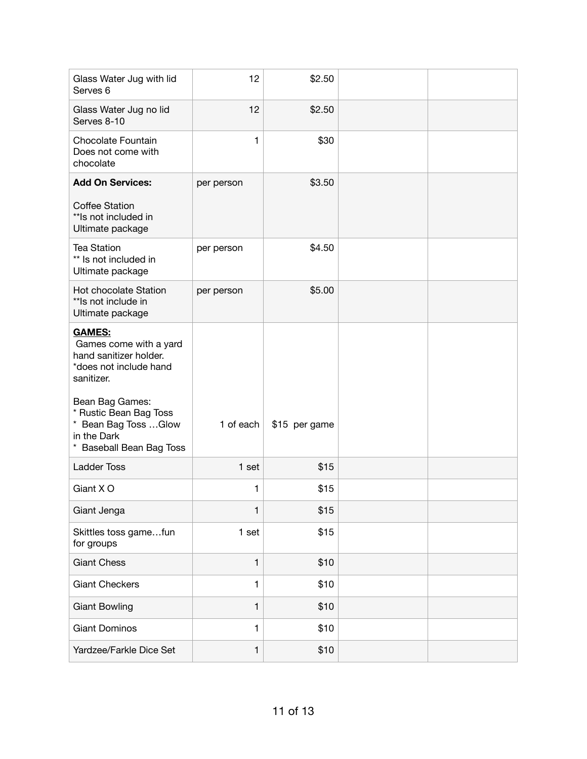| | | | | |
|---|---|---|---|---|
| Glass Water Jug with lid Serves 6 | 12 | $2.50 | | |
| Glass Water Jug no lid Serves 8-10 | 12 | $2.50 | | |
| Chocolate Fountain Does not come with chocolate | 1 | $30 | | |
| **Add On Services:**<br><br>Coffee Station<br>**Is not included in Ultimate package | per person | $3.50 | | |
| Tea Station<br>** Is not included in Ultimate package | per person | $4.50 | | |
| Hot chocolate Station<br>**Is not include in Ultimate package | per person | $5.00 | | |
| **<u>GAMES:</u>**<br>Games come with a yard hand sanitizer holder.<br>*does not include hand sanitizer.<br><br>Bean Bag Games:<br>* Rustic Bean Bag Toss<br>* Bean Bag Toss …Glow in the Dark<br>* Baseball Bean Bag Toss | 1 of each | $15 per game | | |
| Ladder Toss | 1 set | $15 | | |
| Giant X O | 1 | $15 | | |
| Giant Jenga | 1 | $15 | | |
| Skittles toss game…fun for groups | 1 set | $15 | | |
| Giant Chess | 1 | $10 | | |
| Giant Checkers | 1 | $10 | | |
| Giant Bowling | 1 | $10 | | |
| Giant Dominos | 1 | $10 | | |
| Yardzee/Farkle Dice Set | 1 | $10 | | |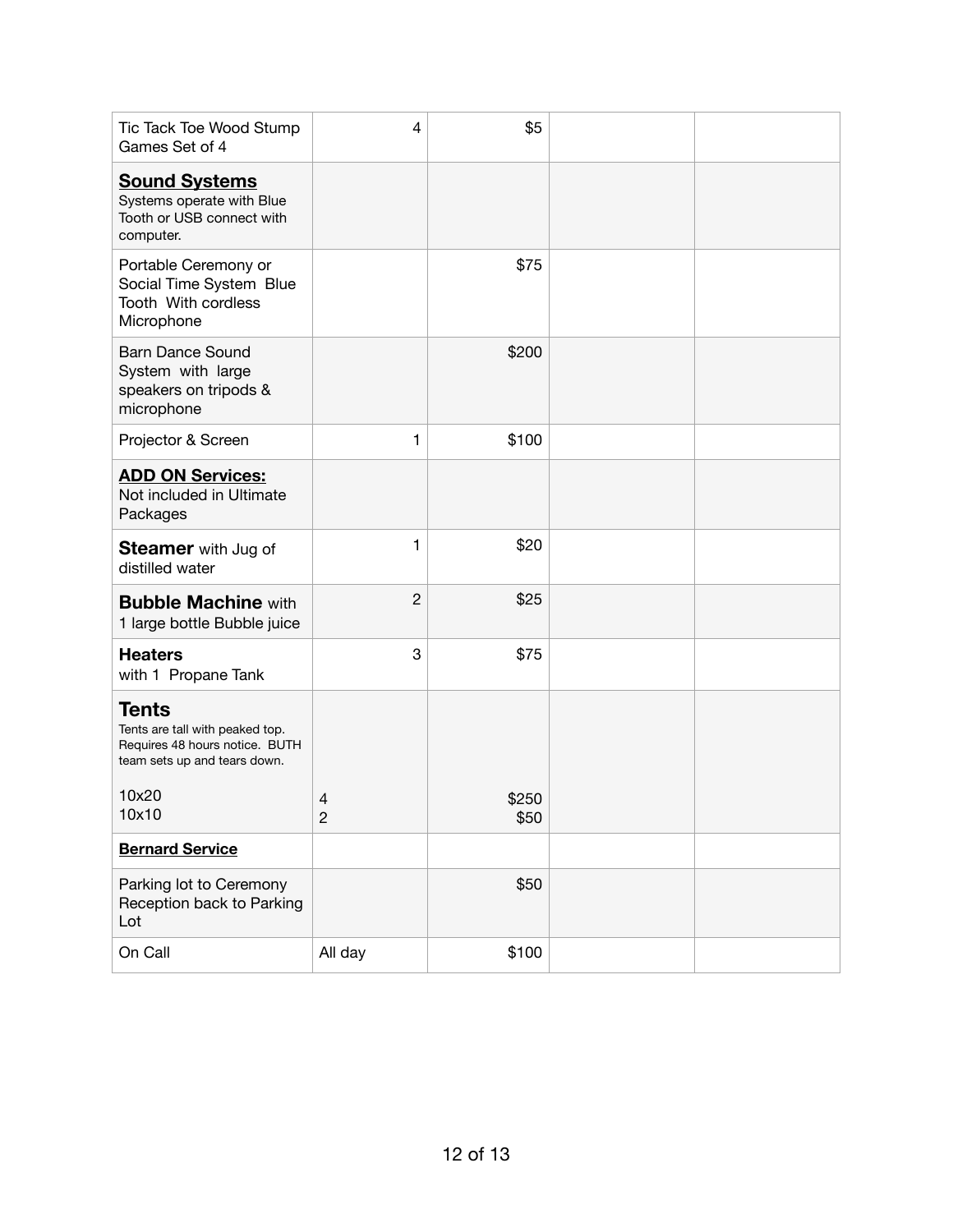| | | | | |
|---|---|---|---|---|
| Tic Tack Toe Wood Stump Games Set of 4 | 4 | $5 | | |
| **<u>Sound Systems</u>**<br>Systems operate with Blue Tooth or USB connect with computer. | | | | |
| Portable Ceremony or Social Time System Blue Tooth With cordless Microphone | | $75 | | |
| Barn Dance Sound System with large speakers on tripods & microphone | | $200 | | |
| Projector & Screen | 1 | $100 | | |
| **<u>ADD ON Services:</u>**<br>Not included in Ultimate Packages | | | | |
| **Steamer** with Jug of distilled water | 1 | $20 | | |
| **Bubble Machine** with 1 large bottle Bubble juice | 2 | $25 | | |
| **Heaters**<br>with 1 Propane Tank | 3 | $75 | | |
| **Tents**<br>Tents are tall with peaked top. Requires 48 hours notice. BUTH team sets up and tears down.<br><br>10x20<br>10x10 | <br><br><br><br>4<br>2 | <br><br><br><br>$250<br>$50 | | |
| **<u>Bernard Service</u>** | | | | |
| Parking lot to Ceremony Reception back to Parking Lot | | $50 | | |
| On Call | All day | $100 | | |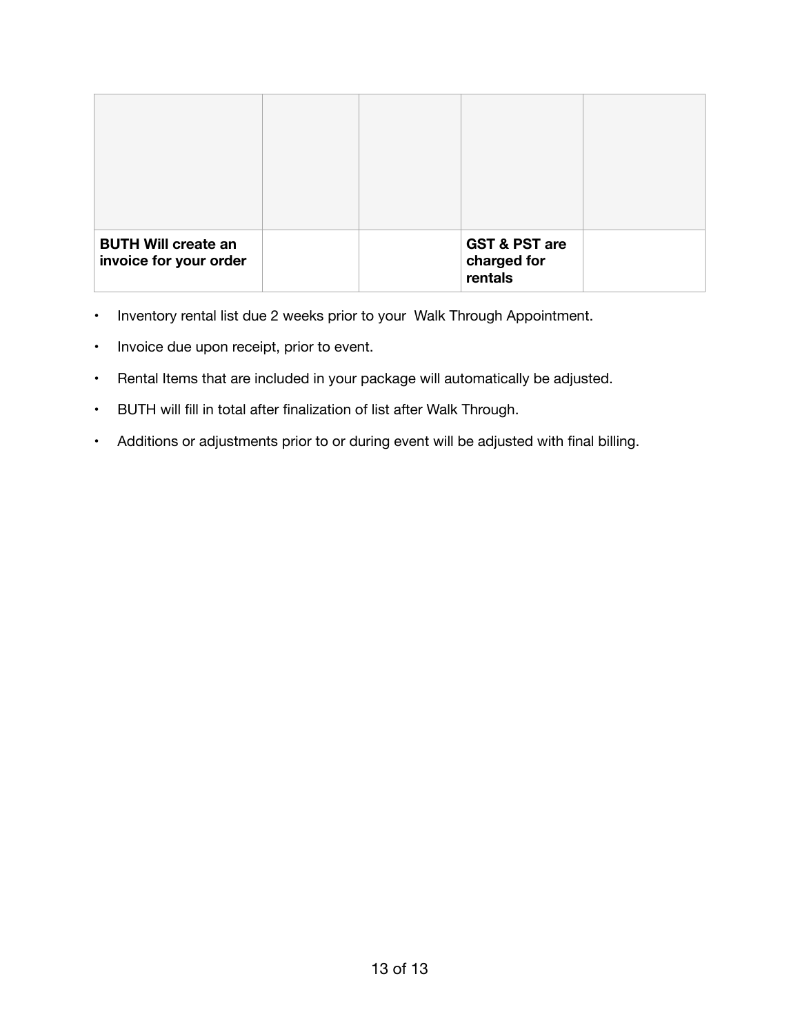| | | | | |
|---|---|---|---|---|
| | | | | |
| **BUTH Will create an invoice for your order** | | | **GST & PST are charged for rentals** | |

- Inventory rental list due 2 weeks prior to your Walk Through Appointment.
- Invoice due upon receipt, prior to event.
- Rental Items that are included in your package will automatically be adjusted.
- BUTH will fill in total after finalization of list after Walk Through.
- Additions or adjustments prior to or during event will be adjusted with final billing.